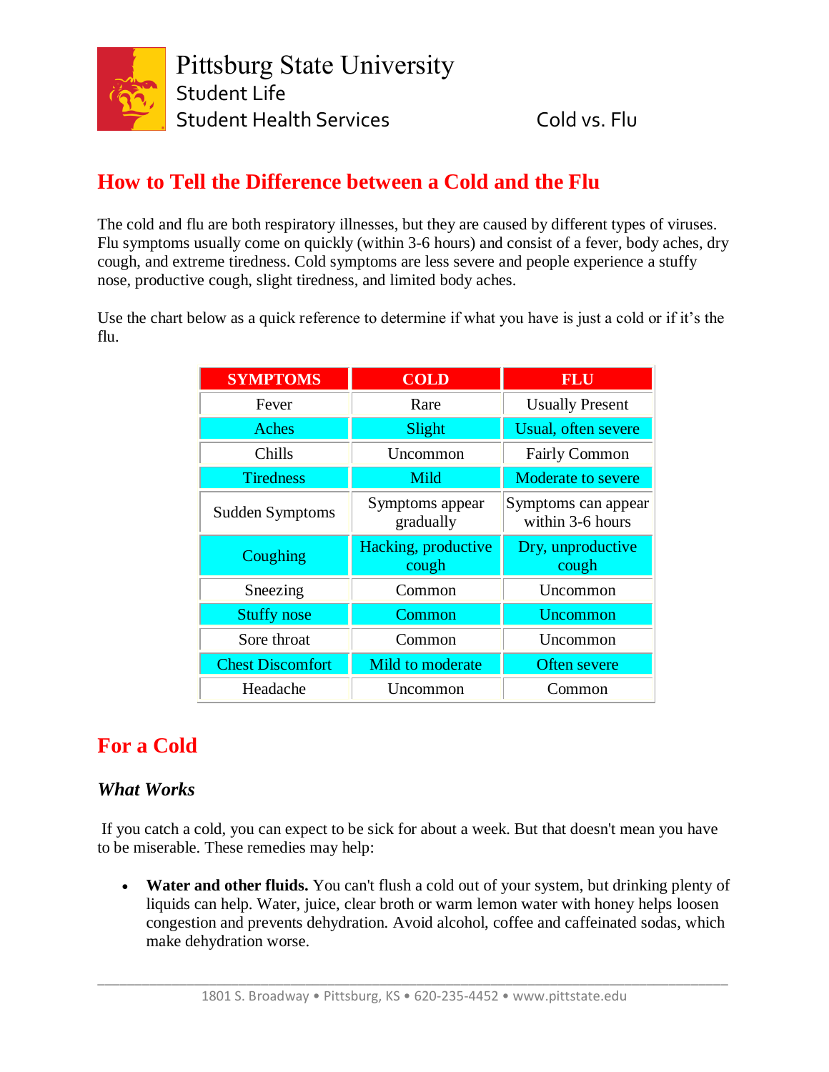Pittsburg State University
Student Life
Student Health Services

Cold vs. Flu

## How to Tell the Difference between a Cold and the Flu

The cold and flu are both respiratory illnesses, but they are caused by different types of viruses. Flu symptoms usually come on quickly (within 3-6 hours) and consist of a fever, body aches, dry cough, and extreme tiredness. Cold symptoms are less severe and people experience a stuffy nose, productive cough, slight tiredness, and limited body aches.

Use the chart below as a quick reference to determine if what you have is just a cold or if it's the flu.

| SYMPTOMS | COLD | FLU |
|---|---|---|
| Fever | Rare | Usually Present |
| Aches | Slight | Usual, often severe |
| Chills | Uncommon | Fairly Common |
| Tiredness | Mild | Moderate to severe |
| Sudden Symptoms | Symptoms appear gradually | Symptoms can appear within 3-6 hours |
| Coughing | Hacking, productive cough | Dry, unproductive cough |
| Sneezing | Common | Uncommon |
| Stuffy nose | Common | Uncommon |
| Sore throat | Common | Uncommon |
| Chest Discomfort | Mild to moderate | Often severe |
| Headache | Uncommon | Common |

## For a Cold

### *What Works*

If you catch a cold, you can expect to be sick for about a week. But that doesn't mean you have to be miserable. These remedies may help:

- **Water and other fluids.** You can't flush a cold out of your system, but drinking plenty of liquids can help. Water, juice, clear broth or warm lemon water with honey helps loosen congestion and prevents dehydration. Avoid alcohol, coffee and caffeinated sodas, which make dehydration worse.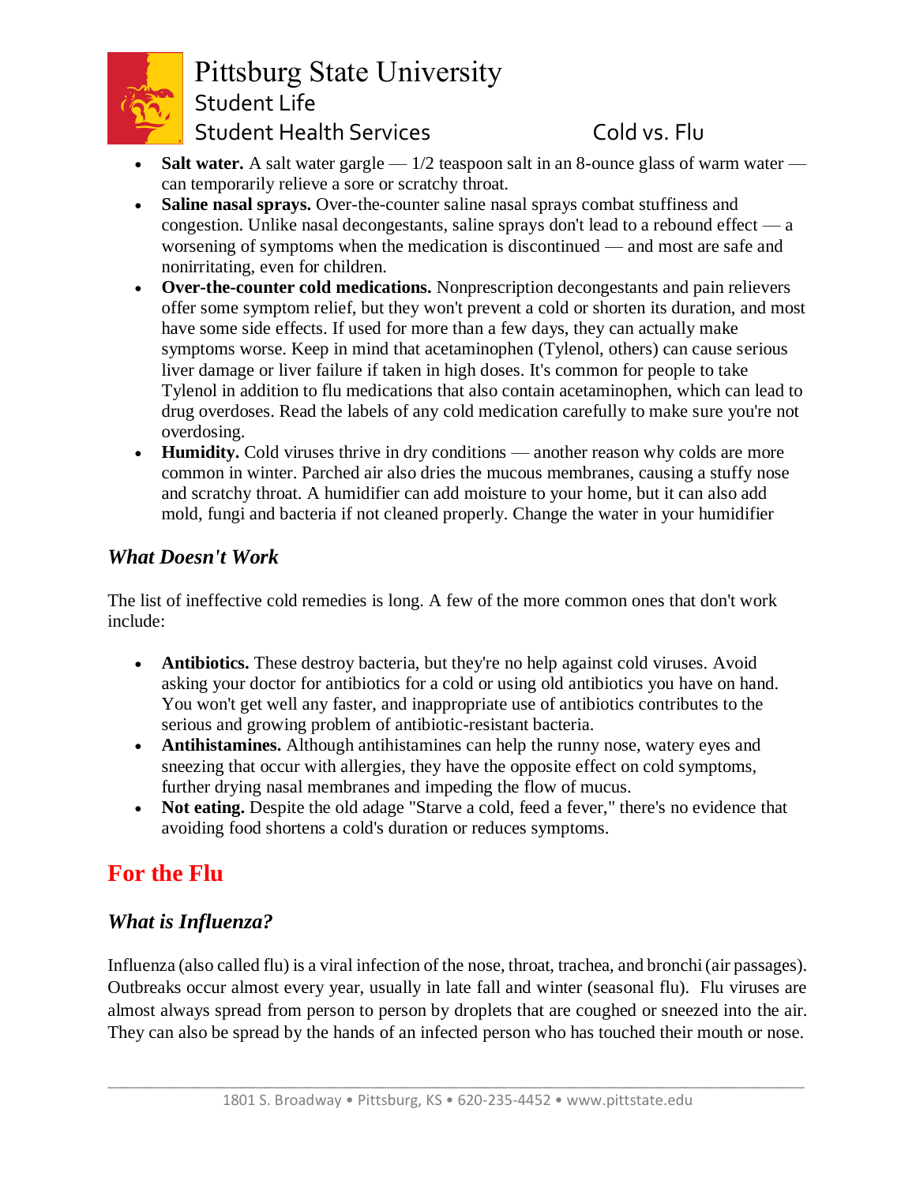- **Salt water.** A salt water gargle — 1/2 teaspoon salt in an 8-ounce glass of warm water — can temporarily relieve a sore or scratchy throat.
- **Saline nasal sprays.** Over-the-counter saline nasal sprays combat stuffiness and congestion. Unlike nasal decongestants, saline sprays don't lead to a rebound effect — a worsening of symptoms when the medication is discontinued — and most are safe and nonirritating, even for children.
- **Over-the-counter cold medications.** Nonprescription decongestants and pain relievers offer some symptom relief, but they won't prevent a cold or shorten its duration, and most have some side effects. If used for more than a few days, they can actually make symptoms worse. Keep in mind that acetaminophen (Tylenol, others) can cause serious liver damage or liver failure if taken in high doses. It's common for people to take Tylenol in addition to flu medications that also contain acetaminophen, which can lead to drug overdoses. Read the labels of any cold medication carefully to make sure you're not overdosing.
- **Humidity.** Cold viruses thrive in dry conditions — another reason why colds are more common in winter. Parched air also dries the mucous membranes, causing a stuffy nose and scratchy throat. A humidifier can add moisture to your home, but it can also add mold, fungi and bacteria if not cleaned properly. Change the water in your humidifier

### *What Doesn't Work*

The list of ineffective cold remedies is long. A few of the more common ones that don't work include:

- **Antibiotics.** These destroy bacteria, but they're no help against cold viruses. Avoid asking your doctor for antibiotics for a cold or using old antibiotics you have on hand. You won't get well any faster, and inappropriate use of antibiotics contributes to the serious and growing problem of antibiotic-resistant bacteria.
- **Antihistamines.** Although antihistamines can help the runny nose, watery eyes and sneezing that occur with allergies, they have the opposite effect on cold symptoms, further drying nasal membranes and impeding the flow of mucus.
- **Not eating.** Despite the old adage "Starve a cold, feed a fever," there's no evidence that avoiding food shortens a cold's duration or reduces symptoms.

## For the Flu

### *What is Influenza?*

Influenza (also called flu) is a viral infection of the nose, throat, trachea, and bronchi (air passages). Outbreaks occur almost every year, usually in late fall and winter (seasonal flu). Flu viruses are almost always spread from person to person by droplets that are coughed or sneezed into the air. They can also be spread by the hands of an infected person who has touched their mouth or nose.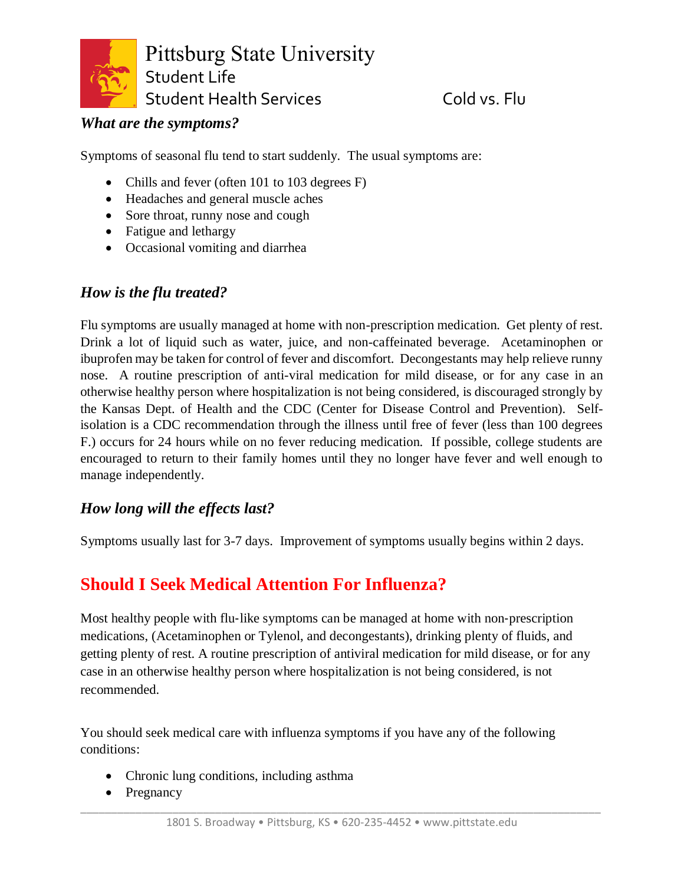### *What are the symptoms?*

Symptoms of seasonal flu tend to start suddenly. The usual symptoms are:

- Chills and fever (often 101 to 103 degrees F)
- Headaches and general muscle aches
- Sore throat, runny nose and cough
- Fatigue and lethargy
- Occasional vomiting and diarrhea

### *How is the flu treated?*

Flu symptoms are usually managed at home with non-prescription medication. Get plenty of rest. Drink a lot of liquid such as water, juice, and non-caffeinated beverage. Acetaminophen or ibuprofen may be taken for control of fever and discomfort. Decongestants may help relieve runny nose. A routine prescription of anti-viral medication for mild disease, or for any case in an otherwise healthy person where hospitalization is not being considered, is discouraged strongly by the Kansas Dept. of Health and the CDC (Center for Disease Control and Prevention). Self-isolation is a CDC recommendation through the illness until free of fever (less than 100 degrees F.) occurs for 24 hours while on no fever reducing medication. If possible, college students are encouraged to return to their family homes until they no longer have fever and well enough to manage independently.

### *How long will the effects last?*

Symptoms usually last for 3-7 days. Improvement of symptoms usually begins within 2 days.

## Should I Seek Medical Attention For Influenza?

Most healthy people with flu-like symptoms can be managed at home with non-prescription medications, (Acetaminophen or Tylenol, and decongestants), drinking plenty of fluids, and getting plenty of rest. A routine prescription of antiviral medication for mild disease, or for any case in an otherwise healthy person where hospitalization is not being considered, is not recommended.

You should seek medical care with influenza symptoms if you have any of the following conditions:

- Chronic lung conditions, including asthma
- Pregnancy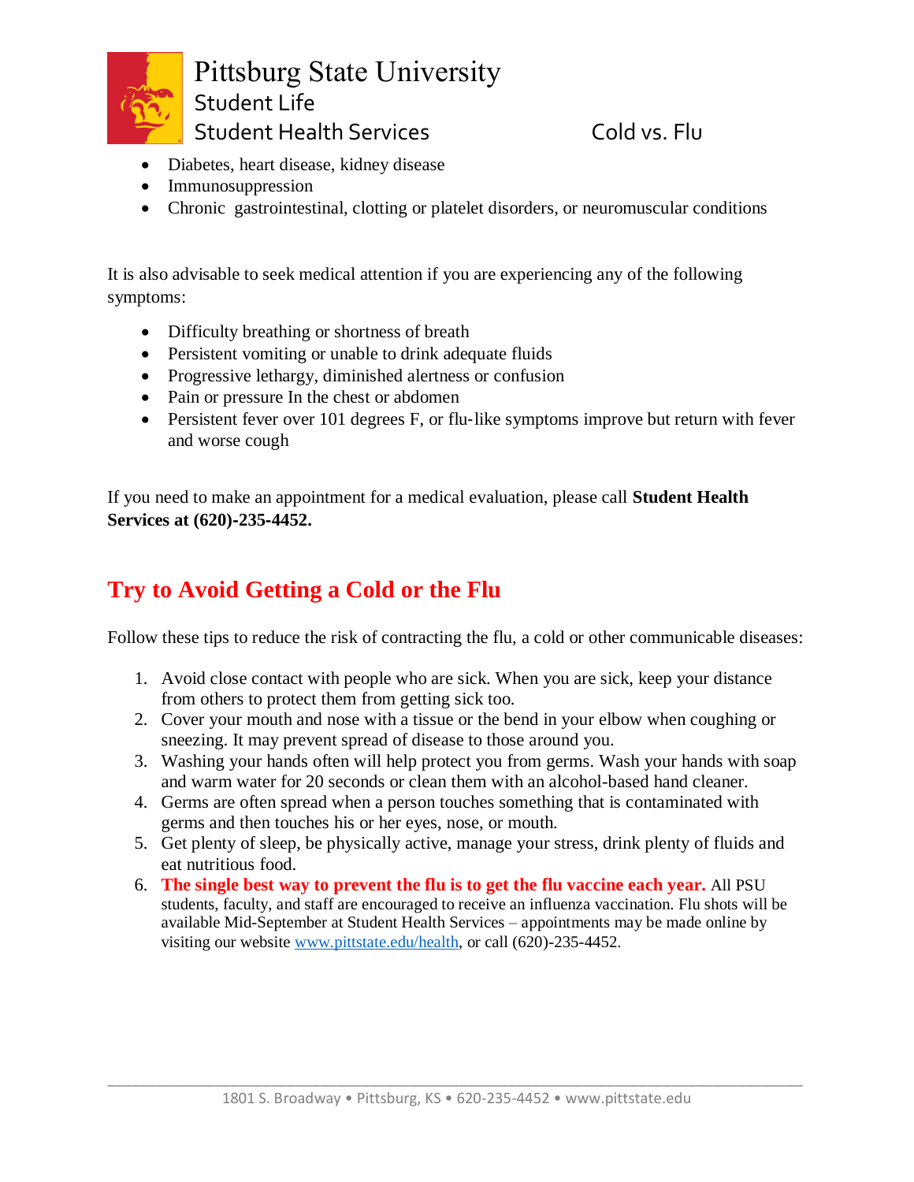- Diabetes, heart disease, kidney disease
- Immunosuppression
- Chronic gastrointestinal, clotting or platelet disorders, or neuromuscular conditions

It is also advisable to seek medical attention if you are experiencing any of the following symptoms:

- Difficulty breathing or shortness of breath
- Persistent vomiting or unable to drink adequate fluids
- Progressive lethargy, diminished alertness or confusion
- Pain or pressure In the chest or abdomen
- Persistent fever over 101 degrees F, or flu-like symptoms improve but return with fever and worse cough

If you need to make an appointment for a medical evaluation, please call **Student Health Services at (620)-235-4452.**

## Try to Avoid Getting a Cold or the Flu

Follow these tips to reduce the risk of contracting the flu, a cold or other communicable diseases:

1. Avoid close contact with people who are sick. When you are sick, keep your distance from others to protect them from getting sick too.
2. Cover your mouth and nose with a tissue or the bend in your elbow when coughing or sneezing. It may prevent spread of disease to those around you.
3. Washing your hands often will help protect you from germs. Wash your hands with soap and warm water for 20 seconds or clean them with an alcohol-based hand cleaner.
4. Germs are often spread when a person touches something that is contaminated with germs and then touches his or her eyes, nose, or mouth.
5. Get plenty of sleep, be physically active, manage your stress, drink plenty of fluids and eat nutritious food.
6. **The single best way to prevent the flu is to get the flu vaccine each year.** All PSU students, faculty, and staff are encouraged to receive an influenza vaccination. Flu shots will be available Mid-September at Student Health Services – appointments may be made online by visiting our website [www.pittstate.edu/health](http://www.pittstate.edu/health), or call (620)-235-4452.